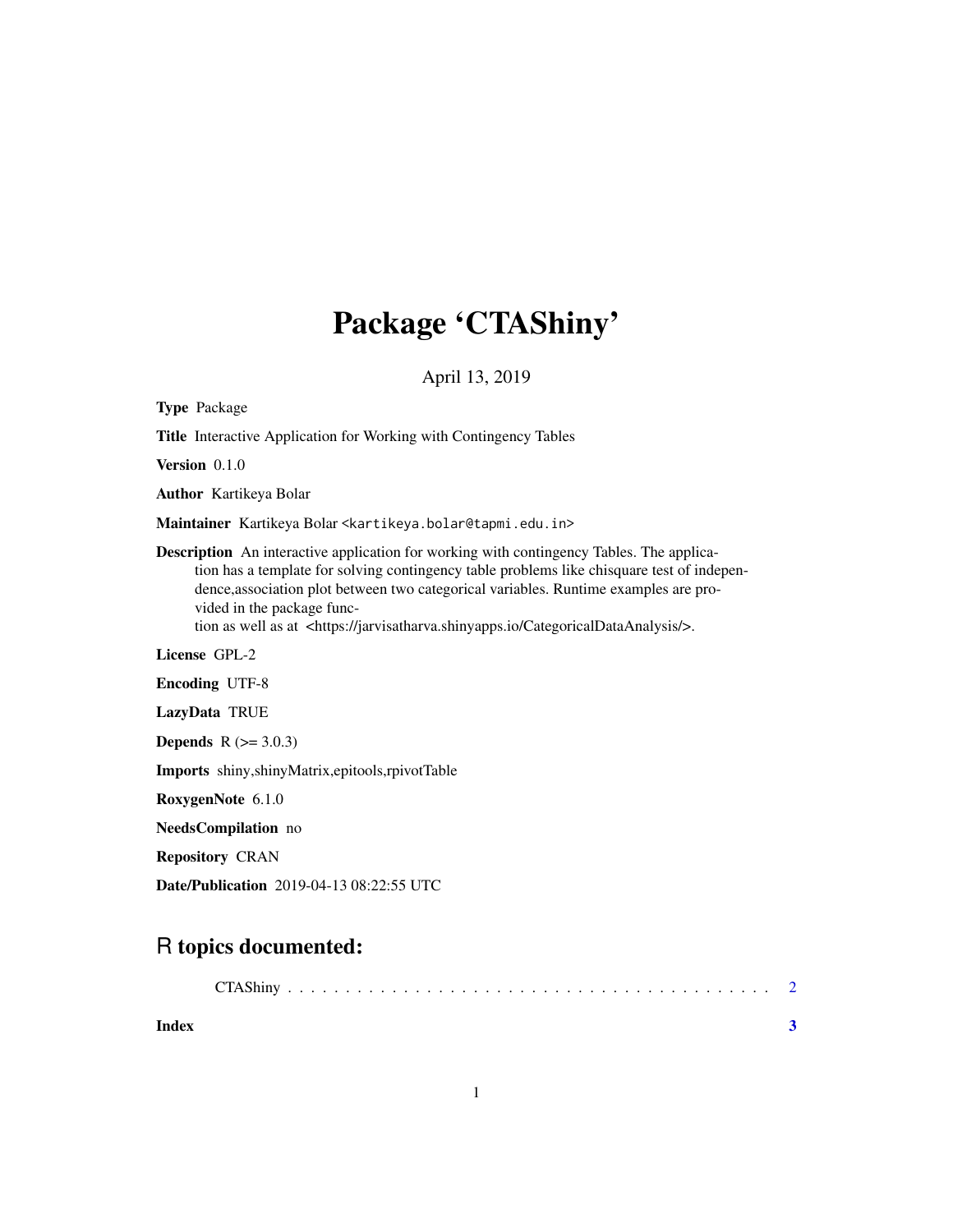# Package 'CTAShiny'

April 13, 2019

**Type** Package

**Title** Interactive Application for Working with Contingency Tables

**Version** 0.1.0

**Author** Kartikeya Bolar

**Maintainer** Kartikeya Bolar <kartikeya.bolar@tapmi.edu.in>

**Description** An interactive application for working with contingency Tables. The application has a template for solving contingency table problems like chisquare test of independence,association plot between two categorical variables. Runtime examples are provided in the package function as well as at <https://jarvisatharva.shinyapps.io/CategoricalDataAnalysis/>.

**License** GPL-2

**Encoding** UTF-8

**LazyData** TRUE

**Depends** R (>= 3.0.3)

**Imports** shiny,shinyMatrix,epitools,rpivotTable

**RoxygenNote** 6.1.0

**NeedsCompilation** no

**Repository** CRAN

**Date/Publication** 2019-04-13 08:22:55 UTC

## R topics documented:

CTAShiny . . . . . . . . . . . . . . . . . . . . . . . . . . . . . . . . . . . . . . . . 2

**Index** **3**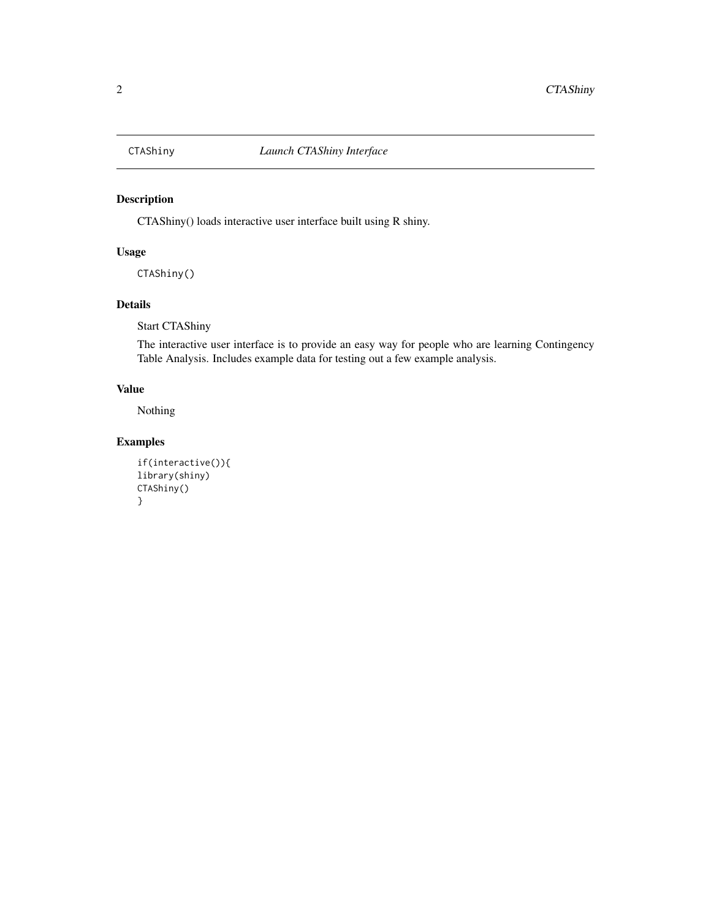CTAShiny *Launch CTAShiny Interface*

## Description

CTAShiny() loads interactive user interface built using R shiny.

## Usage

```
CTAShiny()
```

## Details

Start CTAShiny

The interactive user interface is to provide an easy way for people who are learning Contingency Table Analysis. Includes example data for testing out a few example analysis.

## Value

Nothing

## Examples

```
if(interactive()){
library(shiny)
CTAShiny()
}
```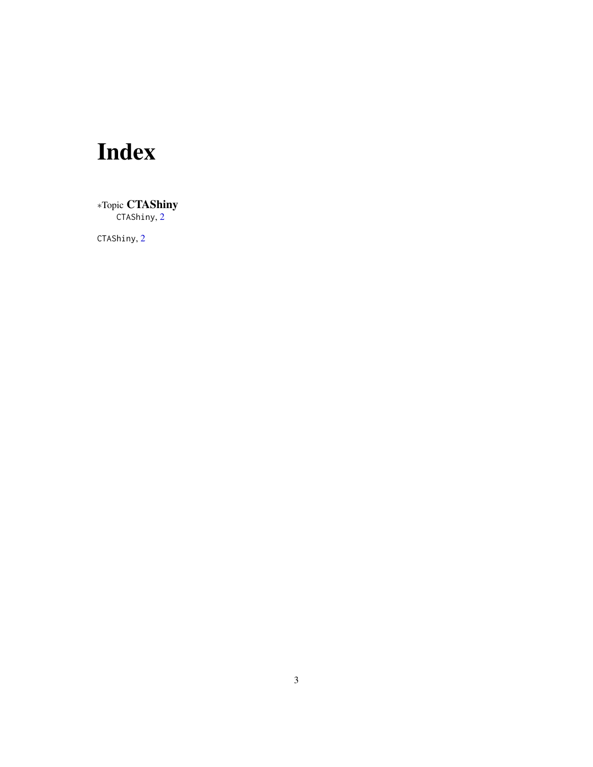# Index

*Topic **CTAShiny**
    `CTAShiny`, 2

`CTAShiny`, 2